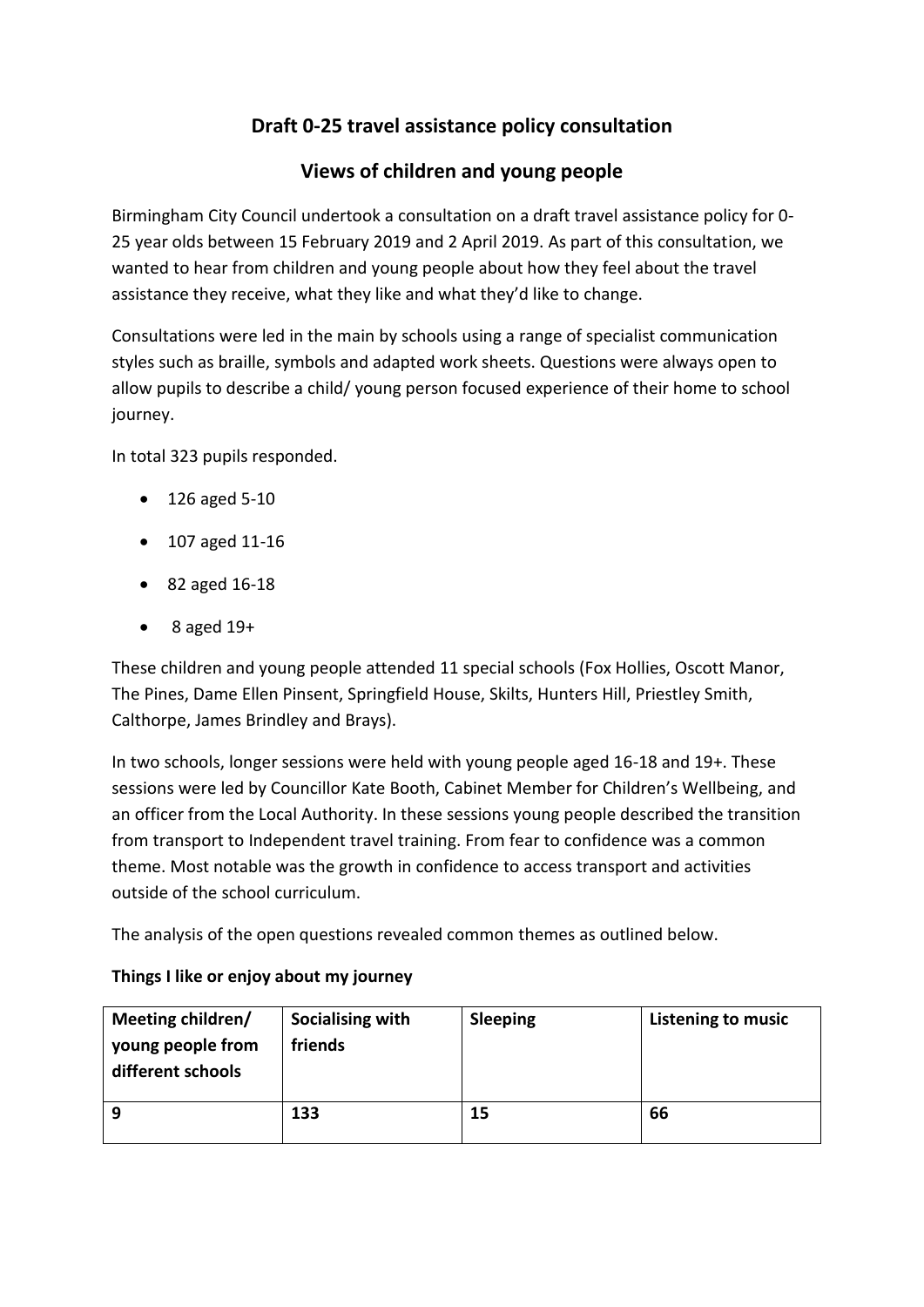# Draft 0-25 travel assistance policy consultation

## Views of children and young people

Birmingham City Council undertook a consultation on a draft travel assistance policy for 0-25 year olds between 15 February 2019 and 2 April 2019. As part of this consultation, we wanted to hear from children and young people about how they feel about the travel assistance they receive, what they like and what they'd like to change.

Consultations were led in the main by schools using a range of specialist communication styles such as braille, symbols and adapted work sheets. Questions were always open to allow pupils to describe a child/ young person focused experience of their home to school journey.

In total 323 pupils responded.

- 126 aged 5-10
- 107 aged 11-16
- 82 aged 16-18
- 8 aged 19+

These children and young people attended 11 special schools (Fox Hollies, Oscott Manor, The Pines, Dame Ellen Pinsent, Springfield House, Skilts, Hunters Hill, Priestley Smith, Calthorpe, James Brindley and Brays).

In two schools, longer sessions were held with young people aged 16-18 and 19+. These sessions were led by Councillor Kate Booth, Cabinet Member for Children's Wellbeing, and an officer from the Local Authority. In these sessions young people described the transition from transport to Independent travel training. From fear to confidence was a common theme. Most notable was the growth in confidence to access transport and activities outside of the school curriculum.

The analysis of the open questions revealed common themes as outlined below.

**Things I like or enjoy about my journey**

| Meeting children/ young people from different schools | Socialising with friends | Sleeping | Listening to music |
|---|---|---|---|
| **9** | **133** | **15** | **66** |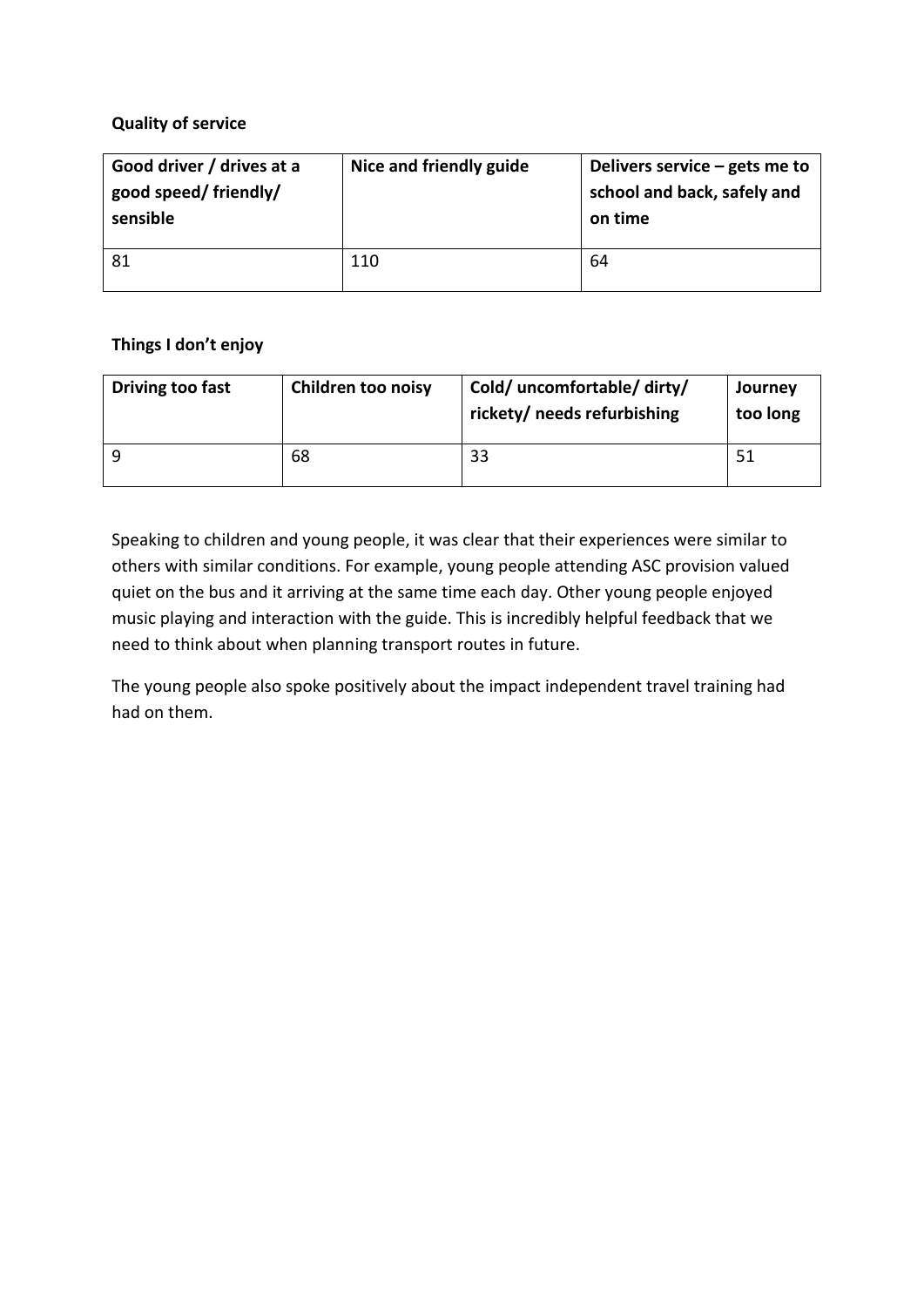**Quality of service**

| Good driver / drives at a good speed/ friendly/ sensible | Nice and friendly guide | Delivers service – gets me to school and back, safely and on time |
|---|---|---|
| 81 | 110 | 64 |

**Things I don't enjoy**

| Driving too fast | Children too noisy | Cold/ uncomfortable/ dirty/ rickety/ needs refurbishing | Journey too long |
|---|---|---|---|
| 9 | 68 | 33 | 51 |

Speaking to children and young people, it was clear that their experiences were similar to others with similar conditions. For example, young people attending ASC provision valued quiet on the bus and it arriving at the same time each day. Other young people enjoyed music playing and interaction with the guide. This is incredibly helpful feedback that we need to think about when planning transport routes in future.

The young people also spoke positively about the impact independent travel training had had on them.